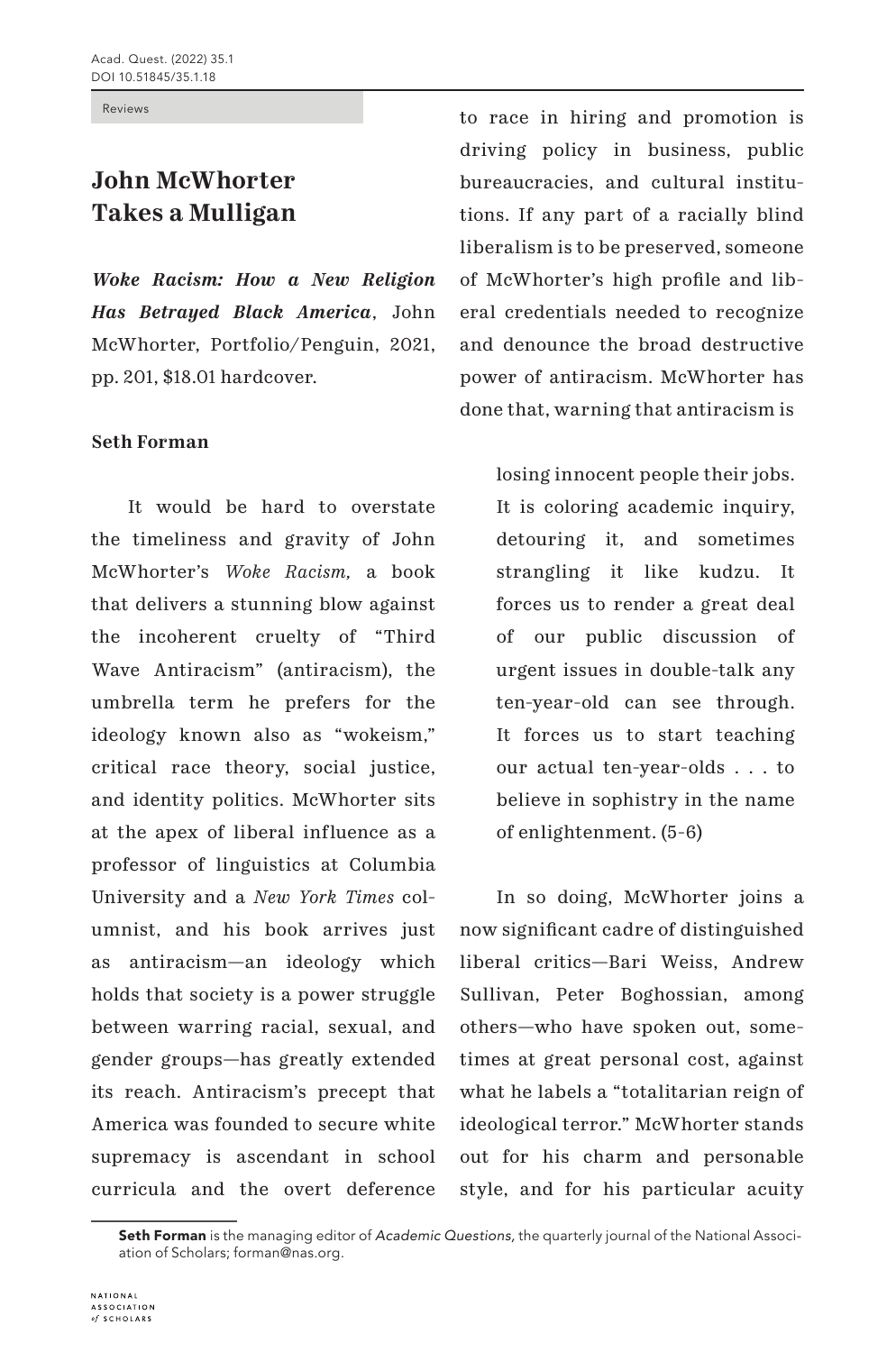Reviews

# John McWhorter Takes a Mulligan

***Woke Racism: How a New Religion Has Betrayed Black America***, John McWhorter, Portfolio/Penguin, 2021, pp. 201, $18.01 hardcover.

**Seth Forman**

It would be hard to overstate the timeliness and gravity of John McWhorter's *Woke Racism,* a book that delivers a stunning blow against the incoherent cruelty of "Third Wave Antiracism" (antiracism), the umbrella term he prefers for the ideology known also as "wokeism," critical race theory, social justice, and identity politics. McWhorter sits at the apex of liberal influence as a professor of linguistics at Columbia University and a *New York Times* columnist, and his book arrives just as antiracism—an ideology which holds that society is a power struggle between warring racial, sexual, and gender groups—has greatly extended its reach. Antiracism's precept that America was founded to secure white supremacy is ascendant in school curricula and the overt deference to race in hiring and promotion is driving policy in business, public bureaucracies, and cultural institutions. If any part of a racially blind liberalism is to be preserved, someone of McWhorter's high profile and liberal credentials needed to recognize and denounce the broad destructive power of antiracism. McWhorter has done that, warning that antiracism is

> losing innocent people their jobs. It is coloring academic inquiry, detouring it, and sometimes strangling it like kudzu. It forces us to render a great deal of our public discussion of urgent issues in double-talk any ten-year-old can see through. It forces us to start teaching our actual ten-year-olds . . . to believe in sophistry in the name of enlightenment. (5-6)

In so doing, McWhorter joins a now significant cadre of distinguished liberal critics—Bari Weiss, Andrew Sullivan, Peter Boghossian, among others—who have spoken out, sometimes at great personal cost, against what he labels a "totalitarian reign of ideological terror." McWhorter stands out for his charm and personable style, and for his particular acuity

---

**Seth Forman** is the managing editor of *Academic Questions*, the quarterly journal of the National Association of Scholars; forman@nas.org.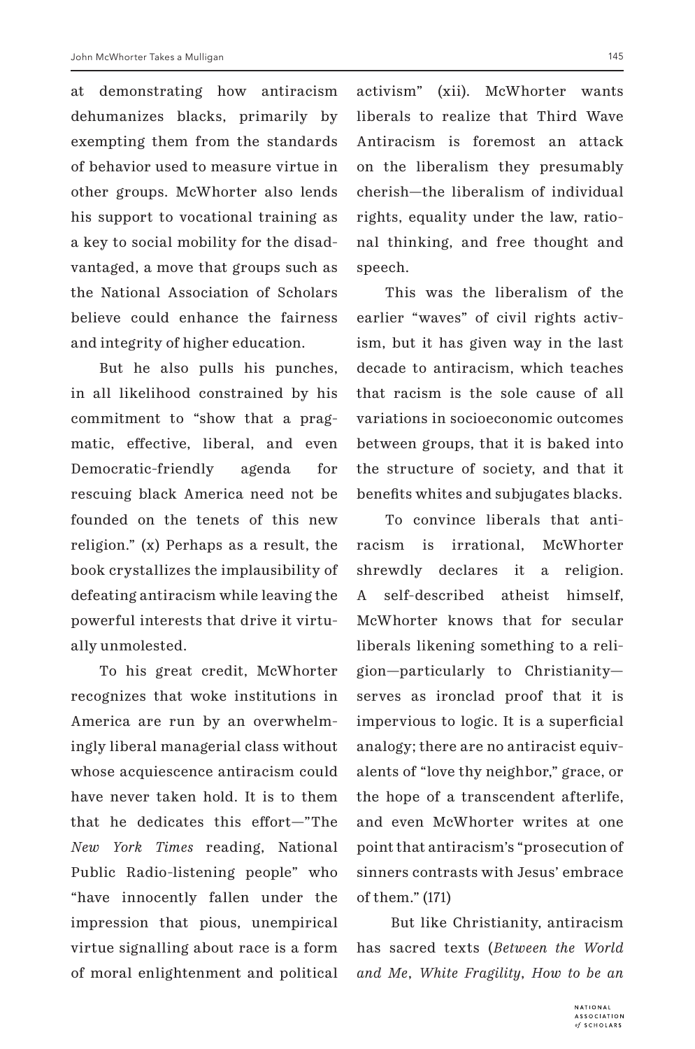at demonstrating how antiracism dehumanizes blacks, primarily by exempting them from the standards of behavior used to measure virtue in other groups. McWhorter also lends his support to vocational training as a key to social mobility for the disadvantaged, a move that groups such as the National Association of Scholars believe could enhance the fairness and integrity of higher education.

But he also pulls his punches, in all likelihood constrained by his commitment to "show that a pragmatic, effective, liberal, and even Democratic-friendly agenda for rescuing black America need not be founded on the tenets of this new religion." (x) Perhaps as a result, the book crystallizes the implausibility of defeating antiracism while leaving the powerful interests that drive it virtually unmolested.

To his great credit, McWhorter recognizes that woke institutions in America are run by an overwhelmingly liberal managerial class without whose acquiescence antiracism could have never taken hold. It is to them that he dedicates this effort—"The *New York Times* reading, National Public Radio-listening people" who "have innocently fallen under the impression that pious, unempirical virtue signalling about race is a form of moral enlightenment and political activism" (xii). McWhorter wants liberals to realize that Third Wave Antiracism is foremost an attack on the liberalism they presumably cherish—the liberalism of individual rights, equality under the law, rational thinking, and free thought and speech.

This was the liberalism of the earlier "waves" of civil rights activism, but it has given way in the last decade to antiracism, which teaches that racism is the sole cause of all variations in socioeconomic outcomes between groups, that it is baked into the structure of society, and that it benefits whites and subjugates blacks.

To convince liberals that antiracism is irrational, McWhorter shrewdly declares it a religion. A self-described atheist himself, McWhorter knows that for secular liberals likening something to a religion—particularly to Christianity—serves as ironclad proof that it is impervious to logic. It is a superficial analogy; there are no antiracist equivalents of "love thy neighbor," grace, or the hope of a transcendent afterlife, and even McWhorter writes at one point that antiracism's "prosecution of sinners contrasts with Jesus' embrace of them." (171)

But like Christianity, antiracism has sacred texts (*Between the World and Me*, *White Fragility*, *How to be an*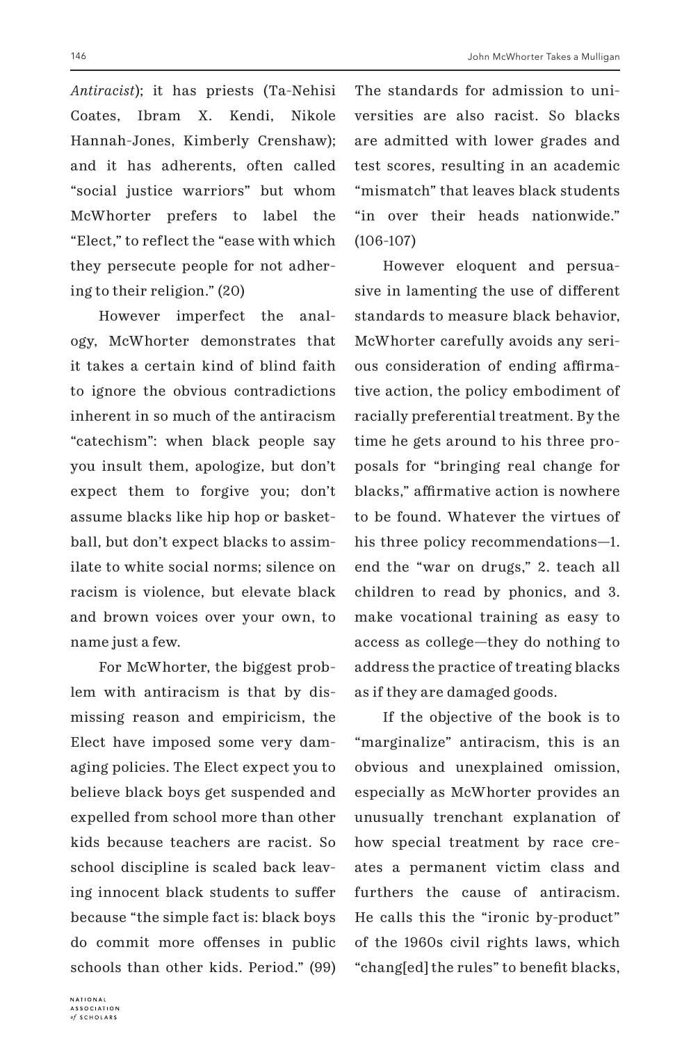*Antiracist*); it has priests (Ta-Nehisi Coates, Ibram X. Kendi, Nikole Hannah-Jones, Kimberly Crenshaw); and it has adherents, often called "social justice warriors" but whom McWhorter prefers to label the "Elect," to reflect the "ease with which they persecute people for not adhering to their religion." (20)

However imperfect the analogy, McWhorter demonstrates that it takes a certain kind of blind faith to ignore the obvious contradictions inherent in so much of the antiracism "catechism": when black people say you insult them, apologize, but don't expect them to forgive you; don't assume blacks like hip hop or basketball, but don't expect blacks to assimilate to white social norms; silence on racism is violence, but elevate black and brown voices over your own, to name just a few.

For McWhorter, the biggest problem with antiracism is that by dismissing reason and empiricism, the Elect have imposed some very damaging policies. The Elect expect you to believe black boys get suspended and expelled from school more than other kids because teachers are racist. So school discipline is scaled back leaving innocent black students to suffer because "the simple fact is: black boys do commit more offenses in public schools than other kids. Period." (99) The standards for admission to universities are also racist. So blacks are admitted with lower grades and test scores, resulting in an academic "mismatch" that leaves black students "in over their heads nationwide." (106-107)

However eloquent and persuasive in lamenting the use of different standards to measure black behavior, McWhorter carefully avoids any serious consideration of ending affirmative action, the policy embodiment of racially preferential treatment. By the time he gets around to his three proposals for "bringing real change for blacks," affirmative action is nowhere to be found. Whatever the virtues of his three policy recommendations—1. end the "war on drugs," 2. teach all children to read by phonics, and 3. make vocational training as easy to access as college—they do nothing to address the practice of treating blacks as if they are damaged goods.

If the objective of the book is to "marginalize" antiracism, this is an obvious and unexplained omission, especially as McWhorter provides an unusually trenchant explanation of how special treatment by race creates a permanent victim class and furthers the cause of antiracism. He calls this the "ironic by-product" of the 1960s civil rights laws, which "chang[ed] the rules" to benefit blacks,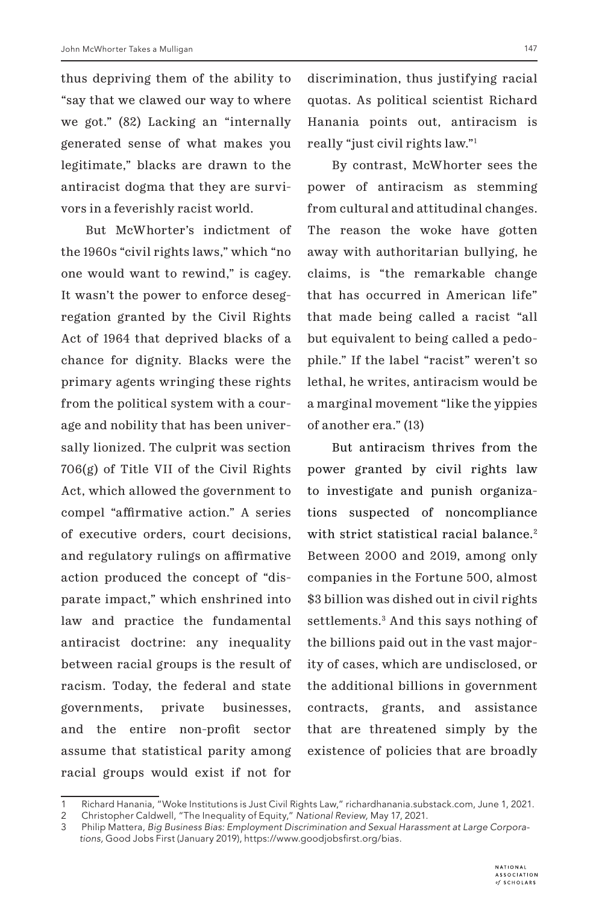thus depriving them of the ability to "say that we clawed our way to where we got." (82) Lacking an "internally generated sense of what makes you legitimate," blacks are drawn to the antiracist dogma that they are survivors in a feverishly racist world.

But McWhorter's indictment of the 1960s "civil rights laws," which "no one would want to rewind," is cagey. It wasn't the power to enforce desegregation granted by the Civil Rights Act of 1964 that deprived blacks of a chance for dignity. Blacks were the primary agents wringing these rights from the political system with a courage and nobility that has been universally lionized. The culprit was section 706(g) of Title VII of the Civil Rights Act, which allowed the government to compel "affirmative action." A series of executive orders, court decisions, and regulatory rulings on affirmative action produced the concept of "disparate impact," which enshrined into law and practice the fundamental antiracist doctrine: any inequality between racial groups is the result of racism. Today, the federal and state governments, private businesses, and the entire non-profit sector assume that statistical parity among racial groups would exist if not for discrimination, thus justifying racial quotas. As political scientist Richard Hanania points out, antiracism is really "just civil rights law."[1]

By contrast, McWhorter sees the power of antiracism as stemming from cultural and attitudinal changes. The reason the woke have gotten away with authoritarian bullying, he claims, is "the remarkable change that has occurred in American life" that made being called a racist "all but equivalent to being called a pedophile." If the label "racist" weren't so lethal, he writes, antiracism would be a marginal movement "like the yippies of another era." (13)

But antiracism thrives from the power granted by civil rights law to investigate and punish organizations suspected of noncompliance with strict statistical racial balance.[2] Between 2000 and 2019, among only companies in the Fortune 500, almost $3 billion was dished out in civil rights settlements.[3] And this says nothing of the billions paid out in the vast majority of cases, which are undisclosed, or the additional billions in government contracts, grants, and assistance that are threatened simply by the existence of policies that are broadly

---

1 Richard Hanania, "Woke Institutions is Just Civil Rights Law," richardhanania.substack.com, June 1, 2021.

2 Christopher Caldwell, "The Inequality of Equity," *National Review,* May 17, 2021.

3 Philip Mattera, *Big Business Bias: Employment Discrimination and Sexual Harassment at Large Corporations*, Good Jobs First (January 2019), https://www.goodjobsfirst.org/bias.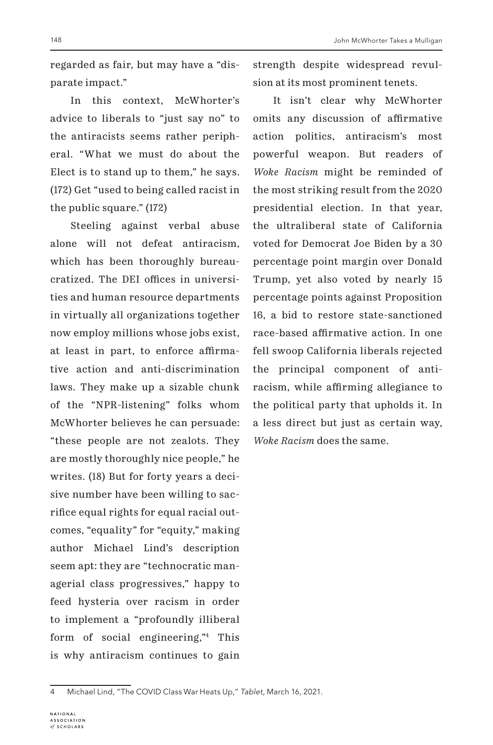regarded as fair, but may have a "disparate impact."

In this context, McWhorter's advice to liberals to "just say no" to the antiracists seems rather peripheral. "What we must do about the Elect is to stand up to them," he says. (172) Get "used to being called racist in the public square." (172)

Steeling against verbal abuse alone will not defeat antiracism, which has been thoroughly bureaucratized. The DEI offices in universities and human resource departments in virtually all organizations together now employ millions whose jobs exist, at least in part, to enforce affirmative action and anti-discrimination laws. They make up a sizable chunk of the "NPR-listening" folks whom McWhorter believes he can persuade: "these people are not zealots. They are mostly thoroughly nice people," he writes. (18) But for forty years a decisive number have been willing to sacrifice equal rights for equal racial outcomes, "equality" for "equity," making author Michael Lind's description seem apt: they are "technocratic managerial class progressives," happy to feed hysteria over racism in order to implement a "profoundly illiberal form of social engineering,"[4] This is why antiracism continues to gain strength despite widespread revulsion at its most prominent tenets.

It isn't clear why McWhorter omits any discussion of affirmative action politics, antiracism's most powerful weapon. But readers of *Woke Racism* might be reminded of the most striking result from the 2020 presidential election. In that year, the ultraliberal state of California voted for Democrat Joe Biden by a 30 percentage point margin over Donald Trump, yet also voted by nearly 15 percentage points against Proposition 16, a bid to restore state-sanctioned race-based affirmative action. In one fell swoop California liberals rejected the principal component of antiracism, while affirming allegiance to the political party that upholds it. In a less direct but just as certain way, *Woke Racism* does the same.

---

4 Michael Lind, "The COVID Class War Heats Up," *Tablet*, March 16, 2021.